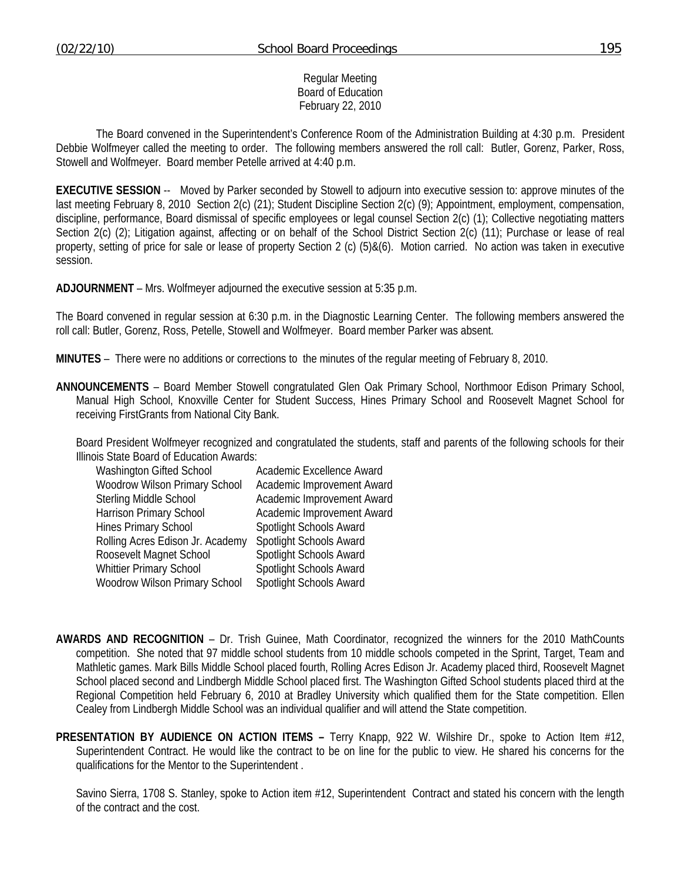Regular Meeting
Board of Education
February 22, 2010

The Board convened in the Superintendent's Conference Room of the Administration Building at 4:30 p.m. President Debbie Wolfmeyer called the meeting to order. The following members answered the roll call: Butler, Gorenz, Parker, Ross, Stowell and Wolfmeyer. Board member Petelle arrived at 4:40 p.m.

**EXECUTIVE SESSION** -- Moved by Parker seconded by Stowell to adjourn into executive session to: approve minutes of the last meeting February 8, 2010 Section 2(c) (21); Student Discipline Section 2(c) (9); Appointment, employment, compensation, discipline, performance, Board dismissal of specific employees or legal counsel Section 2(c) (1); Collective negotiating matters Section 2(c) (2); Litigation against, affecting or on behalf of the School District Section 2(c) (11); Purchase or lease of real property, setting of price for sale or lease of property Section 2 (c) (5)&(6). Motion carried. No action was taken in executive session.

**ADJOURNMENT** – Mrs. Wolfmeyer adjourned the executive session at 5:35 p.m.

The Board convened in regular session at 6:30 p.m. in the Diagnostic Learning Center. The following members answered the roll call: Butler, Gorenz, Ross, Petelle, Stowell and Wolfmeyer. Board member Parker was absent.

**MINUTES** – There were no additions or corrections to the minutes of the regular meeting of February 8, 2010.

**ANNOUNCEMENTS** – Board Member Stowell congratulated Glen Oak Primary School, Northmoor Edison Primary School, Manual High School, Knoxville Center for Student Success, Hines Primary School and Roosevelt Magnet School for receiving FirstGrants from National City Bank.

Board President Wolfmeyer recognized and congratulated the students, staff and parents of the following schools for their Illinois State Board of Education Awards:

| | |
|---|---|
| Washington Gifted School | Academic Excellence Award |
| Woodrow Wilson Primary School | Academic Improvement Award |
| Sterling Middle School | Academic Improvement Award |
| Harrison Primary School | Academic Improvement Award |
| Hines Primary School | Spotlight Schools Award |
| Rolling Acres Edison Jr. Academy | Spotlight Schools Award |
| Roosevelt Magnet School | Spotlight Schools Award |
| Whittier Primary School | Spotlight Schools Award |
| Woodrow Wilson Primary School | Spotlight Schools Award |

**AWARDS AND RECOGNITION** – Dr. Trish Guinee, Math Coordinator, recognized the winners for the 2010 MathCounts competition. She noted that 97 middle school students from 10 middle schools competed in the Sprint, Target, Team and Mathletic games. Mark Bills Middle School placed fourth, Rolling Acres Edison Jr. Academy placed third, Roosevelt Magnet School placed second and Lindbergh Middle School placed first. The Washington Gifted School students placed third at the Regional Competition held February 6, 2010 at Bradley University which qualified them for the State competition. Ellen Cealey from Lindbergh Middle School was an individual qualifier and will attend the State competition.

**PRESENTATION BY AUDIENCE ON ACTION ITEMS –** Terry Knapp, 922 W. Wilshire Dr., spoke to Action Item #12, Superintendent Contract. He would like the contract to be on line for the public to view. He shared his concerns for the qualifications for the Mentor to the Superintendent .

Savino Sierra, 1708 S. Stanley, spoke to Action item #12, Superintendent Contract and stated his concern with the length of the contract and the cost.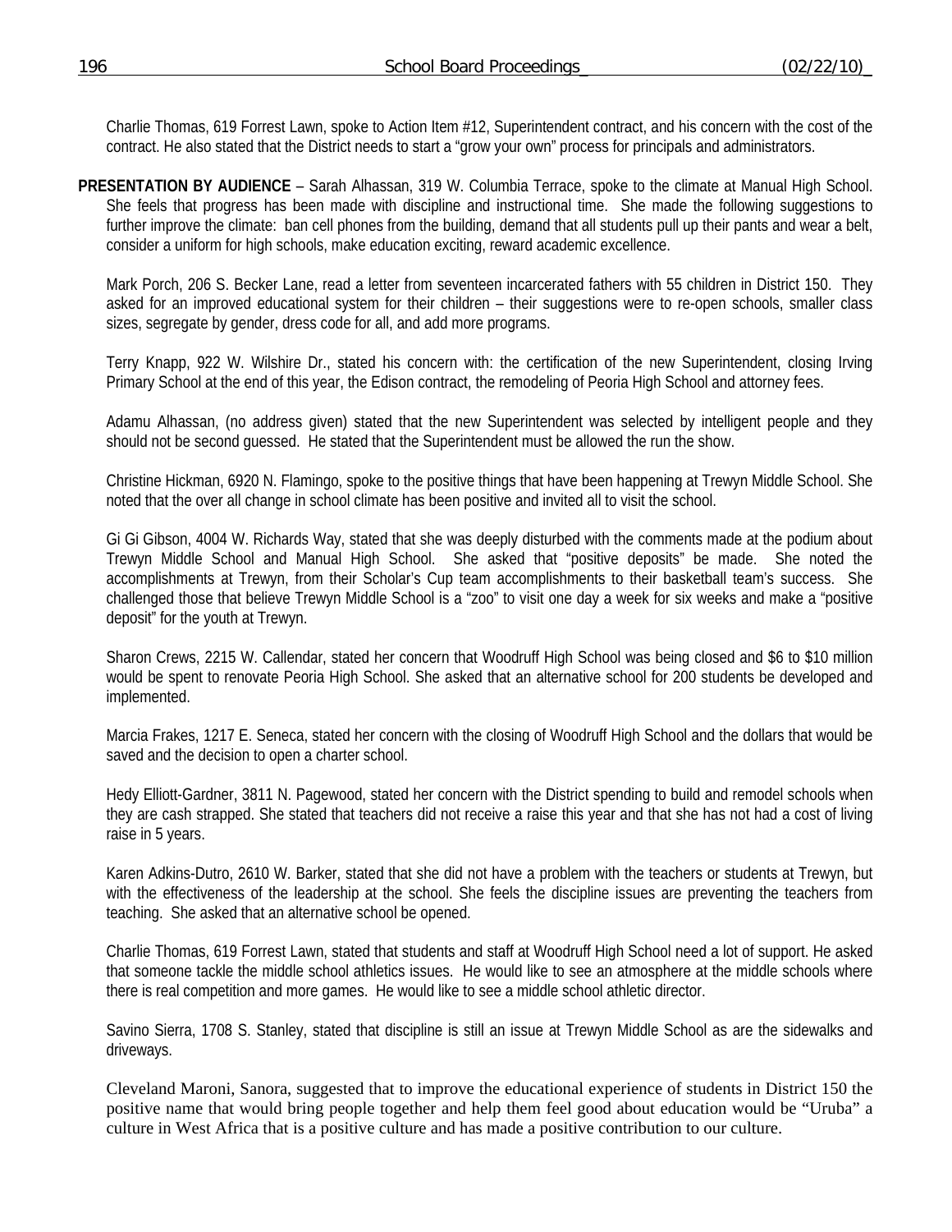Charlie Thomas, 619 Forrest Lawn, spoke to Action Item #12, Superintendent contract, and his concern with the cost of the contract. He also stated that the District needs to start a "grow your own" process for principals and administrators.

**PRESENTATION BY AUDIENCE** – Sarah Alhassan, 319 W. Columbia Terrace, spoke to the climate at Manual High School. She feels that progress has been made with discipline and instructional time. She made the following suggestions to further improve the climate: ban cell phones from the building, demand that all students pull up their pants and wear a belt, consider a uniform for high schools, make education exciting, reward academic excellence.

Mark Porch, 206 S. Becker Lane, read a letter from seventeen incarcerated fathers with 55 children in District 150. They asked for an improved educational system for their children – their suggestions were to re-open schools, smaller class sizes, segregate by gender, dress code for all, and add more programs.

Terry Knapp, 922 W. Wilshire Dr., stated his concern with: the certification of the new Superintendent, closing Irving Primary School at the end of this year, the Edison contract, the remodeling of Peoria High School and attorney fees.

Adamu Alhassan, (no address given) stated that the new Superintendent was selected by intelligent people and they should not be second guessed. He stated that the Superintendent must be allowed the run the show.

Christine Hickman, 6920 N. Flamingo, spoke to the positive things that have been happening at Trewyn Middle School. She noted that the over all change in school climate has been positive and invited all to visit the school.

Gi Gi Gibson, 4004 W. Richards Way, stated that she was deeply disturbed with the comments made at the podium about Trewyn Middle School and Manual High School. She asked that "positive deposits" be made. She noted the accomplishments at Trewyn, from their Scholar's Cup team accomplishments to their basketball team's success. She challenged those that believe Trewyn Middle School is a "zoo" to visit one day a week for six weeks and make a "positive deposit" for the youth at Trewyn.

Sharon Crews, 2215 W. Callendar, stated her concern that Woodruff High School was being closed and $6 to $10 million would be spent to renovate Peoria High School. She asked that an alternative school for 200 students be developed and implemented.

Marcia Frakes, 1217 E. Seneca, stated her concern with the closing of Woodruff High School and the dollars that would be saved and the decision to open a charter school.

Hedy Elliott-Gardner, 3811 N. Pagewood, stated her concern with the District spending to build and remodel schools when they are cash strapped. She stated that teachers did not receive a raise this year and that she has not had a cost of living raise in 5 years.

Karen Adkins-Dutro, 2610 W. Barker, stated that she did not have a problem with the teachers or students at Trewyn, but with the effectiveness of the leadership at the school. She feels the discipline issues are preventing the teachers from teaching. She asked that an alternative school be opened.

Charlie Thomas, 619 Forrest Lawn, stated that students and staff at Woodruff High School need a lot of support. He asked that someone tackle the middle school athletics issues. He would like to see an atmosphere at the middle schools where there is real competition and more games. He would like to see a middle school athletic director.

Savino Sierra, 1708 S. Stanley, stated that discipline is still an issue at Trewyn Middle School as are the sidewalks and driveways.

Cleveland Maroni, Sanora, suggested that to improve the educational experience of students in District 150 the positive name that would bring people together and help them feel good about education would be "Uruba" a culture in West Africa that is a positive culture and has made a positive contribution to our culture.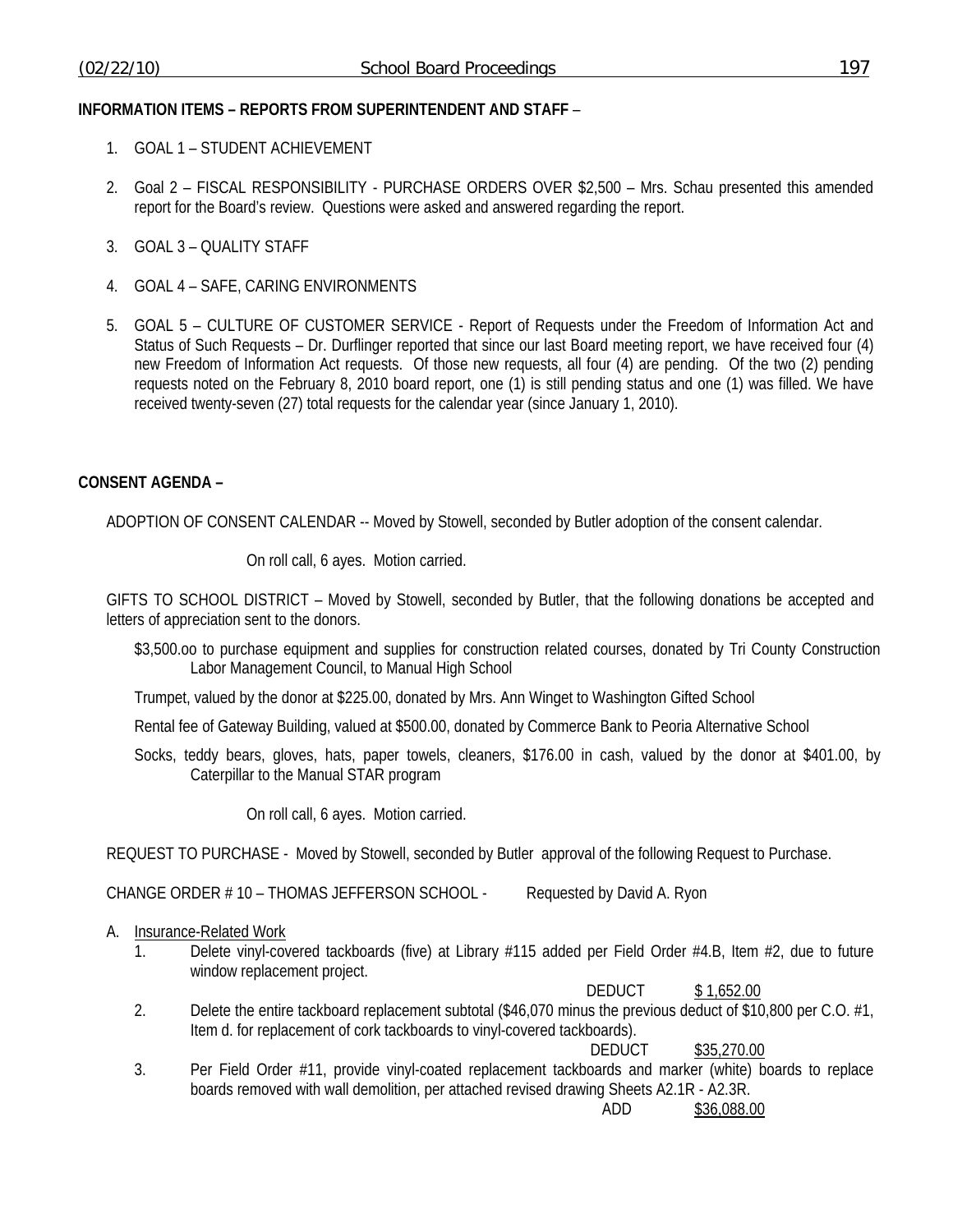**INFORMATION ITEMS – REPORTS FROM SUPERINTENDENT AND STAFF** –

1. GOAL 1 – STUDENT ACHIEVEMENT

2. Goal 2 – FISCAL RESPONSIBILITY - PURCHASE ORDERS OVER $2,500 – Mrs. Schau presented this amended report for the Board's review. Questions were asked and answered regarding the report.

3. GOAL 3 – QUALITY STAFF

4. GOAL 4 – SAFE, CARING ENVIRONMENTS

5. GOAL 5 – CULTURE OF CUSTOMER SERVICE - Report of Requests under the Freedom of Information Act and Status of Such Requests – Dr. Durflinger reported that since our last Board meeting report, we have received four (4) new Freedom of Information Act requests. Of those new requests, all four (4) are pending. Of the two (2) pending requests noted on the February 8, 2010 board report, one (1) is still pending status and one (1) was filled. We have received twenty-seven (27) total requests for the calendar year (since January 1, 2010).

**CONSENT AGENDA –**

ADOPTION OF CONSENT CALENDAR -- Moved by Stowell, seconded by Butler adoption of the consent calendar.

On roll call, 6 ayes. Motion carried.

GIFTS TO SCHOOL DISTRICT – Moved by Stowell, seconded by Butler, that the following donations be accepted and letters of appreciation sent to the donors.

$3,500.oo to purchase equipment and supplies for construction related courses, donated by Tri County Construction Labor Management Council, to Manual High School

Trumpet, valued by the donor at $225.00, donated by Mrs. Ann Winget to Washington Gifted School

Rental fee of Gateway Building, valued at $500.00, donated by Commerce Bank to Peoria Alternative School

Socks, teddy bears, gloves, hats, paper towels, cleaners, $176.00 in cash, valued by the donor at $401.00, by Caterpillar to the Manual STAR program

On roll call, 6 ayes. Motion carried.

REQUEST TO PURCHASE - Moved by Stowell, seconded by Butler approval of the following Request to Purchase.

CHANGE ORDER # 10 – THOMAS JEFFERSON SCHOOL - Requested by David A. Ryon

A. Insurance-Related Work
   1. Delete vinyl-covered tackboards (five) at Library #115 added per Field Order #4.B, Item #2, due to future window replacement project.

      DEDUCT $ 1,652.00

   2. Delete the entire tackboard replacement subtotal ($46,070 minus the previous deduct of $10,800 per C.O. #1, Item d. for replacement of cork tackboards to vinyl-covered tackboards).

      DEDUCT $35,270.00

   3. Per Field Order #11, provide vinyl-coated replacement tackboards and marker (white) boards to replace boards removed with wall demolition, per attached revised drawing Sheets A2.1R - A2.3R.

      ADD $36,088.00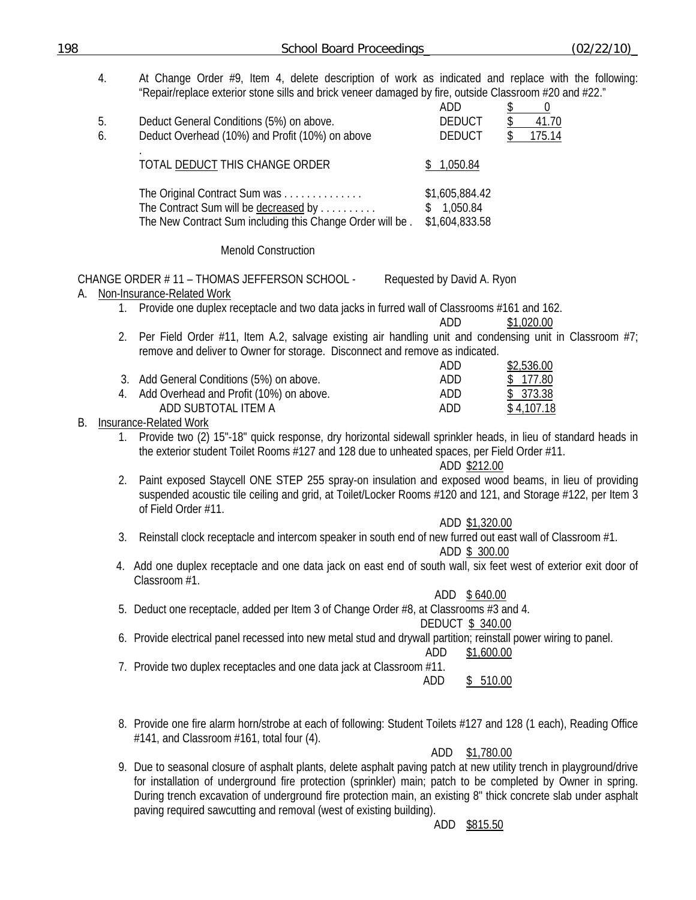4. At Change Order #9, Item 4, delete description of work as indicated and replace with the following: "Repair/replace exterior stone sills and brick veneer damaged by fire, outside Classroom #20 and #22."

| | | | |
|---|---|---|---|
| | | ADD | $ 0 |
| 5. | Deduct General Conditions (5%) on above. | DEDUCT | $ 41.70 |
| 6. | Deduct Overhead (10%) and Profit (10%) on above | DEDUCT | $ 175.14 |

TOTAL DEDUCT THIS CHANGE ORDER $ 1,050.84

| | |
|---|---|
| The Original Contract Sum was . . . . . . . . . . . . . . | $1,605,884.42 |
| The Contract Sum will be decreased by . . . . . . . . . . | $ 1,050.84 |
| The New Contract Sum including this Change Order will be . | $1,604,833.58 |

Menold Construction

CHANGE ORDER # 11 – THOMAS JEFFERSON SCHOOL - Requested by David A. Ryon

A. Non-Insurance-Related Work

1. Provide one duplex receptacle and two data jacks in furred wall of Classrooms #161 and 162.
   ADD $1,020.00
2. Per Field Order #11, Item A.2, salvage existing air handling unit and condensing unit in Classroom #7; remove and deliver to Owner for storage. Disconnect and remove as indicated.
   ADD $2,536.00
3. Add General Conditions (5%) on above. ADD $ 177.80
4. Add Overhead and Profit (10%) on above. ADD $ 373.38

ADD SUBTOTAL ITEM A ADD $ 4,107.18

B. Insurance-Related Work

1. Provide two (2) 15"-18" quick response, dry horizontal sidewall sprinkler heads, in lieu of standard heads in the exterior student Toilet Rooms #127 and 128 due to unheated spaces, per Field Order #11.
   ADD $212.00
2. Paint exposed Staycell ONE STEP 255 spray-on insulation and exposed wood beams, in lieu of providing suspended acoustic tile ceiling and grid, at Toilet/Locker Rooms #120 and 121, and Storage #122, per Item 3 of Field Order #11.
   ADD $1,320.00
3. Reinstall clock receptacle and intercom speaker in south end of new furred out east wall of Classroom #1.
   ADD $ 300.00
4. Add one duplex receptacle and one data jack on east end of south wall, six feet west of exterior exit door of Classroom #1.
   ADD $ 640.00
5. Deduct one receptacle, added per Item 3 of Change Order #8, at Classrooms #3 and 4.
   DEDUCT $ 340.00
6. Provide electrical panel recessed into new metal stud and drywall partition; reinstall power wiring to panel.
   ADD $1,600.00
7. Provide two duplex receptacles and one data jack at Classroom #11.
   ADD $ 510.00
8. Provide one fire alarm horn/strobe at each of following: Student Toilets #127 and 128 (1 each), Reading Office #141, and Classroom #161, total four (4).
   ADD $1,780.00
9. Due to seasonal closure of asphalt plants, delete asphalt paving patch at new utility trench in playground/drive for installation of underground fire protection (sprinkler) main; patch to be completed by Owner in spring. During trench excavation of underground fire protection main, an existing 8" thick concrete slab under asphalt paving required sawcutting and removal (west of existing building).
   ADD $815.50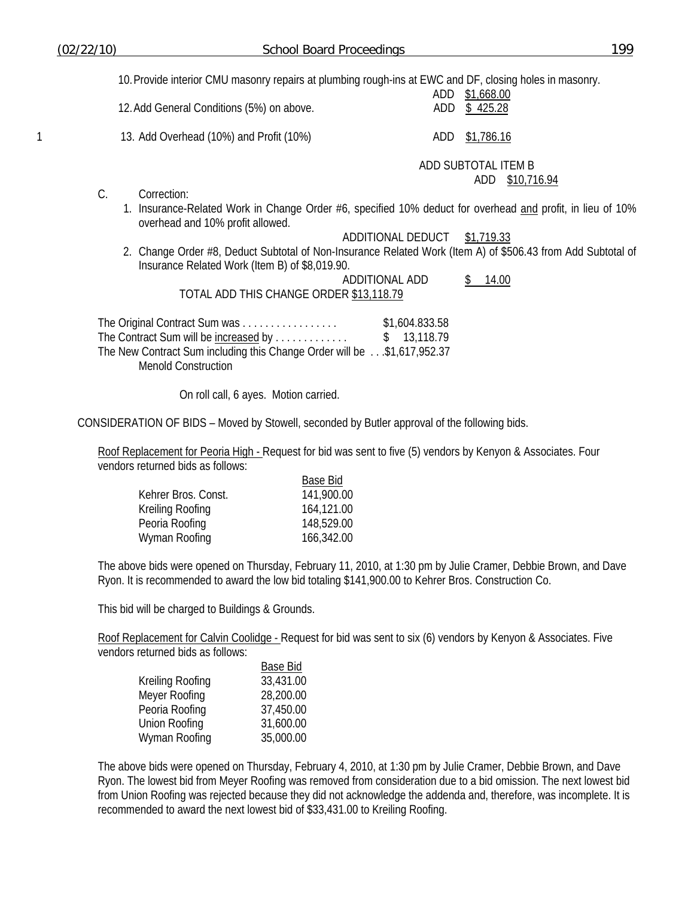10. Provide interior CMU masonry repairs at plumbing rough-ins at EWC and DF, closing holes in masonry.
ADD $1,668.00

12. Add General Conditions (5%) on above. ADD $ 425.28

1 13. Add Overhead (10%) and Profit (10%) ADD $1,786.16

ADD SUBTOTAL ITEM B
ADD $10,716.94

C. Correction:

1. Insurance-Related Work in Change Order #6, specified 10% deduct for overhead and profit, in lieu of 10% overhead and 10% profit allowed.

ADDITIONAL DEDUCT $1,719.33

2. Change Order #8, Deduct Subtotal of Non-Insurance Related Work (Item A) of $506.43 from Add Subtotal of Insurance Related Work (Item B) of $8,019.90.

ADDITIONAL ADD $ 14.00

TOTAL ADD THIS CHANGE ORDER $13,118.79

The Original Contract Sum was . . . . . . . . . . . . . . . . . $1,604.833.58
The Contract Sum will be increased by . . . . . . . . . . . . $ 13,118.79
The New Contract Sum including this Change Order will be . . .$1,617,952.37
Menold Construction

On roll call, 6 ayes. Motion carried.

CONSIDERATION OF BIDS – Moved by Stowell, seconded by Butler approval of the following bids.

Roof Replacement for Peoria High - Request for bid was sent to five (5) vendors by Kenyon & Associates. Four vendors returned bids as follows:

| | Base Bid |
|---|---|
| Kehrer Bros. Const. | 141,900.00 |
| Kreiling Roofing | 164,121.00 |
| Peoria Roofing | 148,529.00 |
| Wyman Roofing | 166,342.00 |

The above bids were opened on Thursday, February 11, 2010, at 1:30 pm by Julie Cramer, Debbie Brown, and Dave Ryon. It is recommended to award the low bid totaling $141,900.00 to Kehrer Bros. Construction Co.

This bid will be charged to Buildings & Grounds.

Roof Replacement for Calvin Coolidge - Request for bid was sent to six (6) vendors by Kenyon & Associates. Five vendors returned bids as follows:

| | Base Bid |
|---|---|
| Kreiling Roofing | 33,431.00 |
| Meyer Roofing | 28,200.00 |
| Peoria Roofing | 37,450.00 |
| Union Roofing | 31,600.00 |
| Wyman Roofing | 35,000.00 |

The above bids were opened on Thursday, February 4, 2010, at 1:30 pm by Julie Cramer, Debbie Brown, and Dave Ryon. The lowest bid from Meyer Roofing was removed from consideration due to a bid omission. The next lowest bid from Union Roofing was rejected because they did not acknowledge the addenda and, therefore, was incomplete. It is recommended to award the next lowest bid of $33,431.00 to Kreiling Roofing.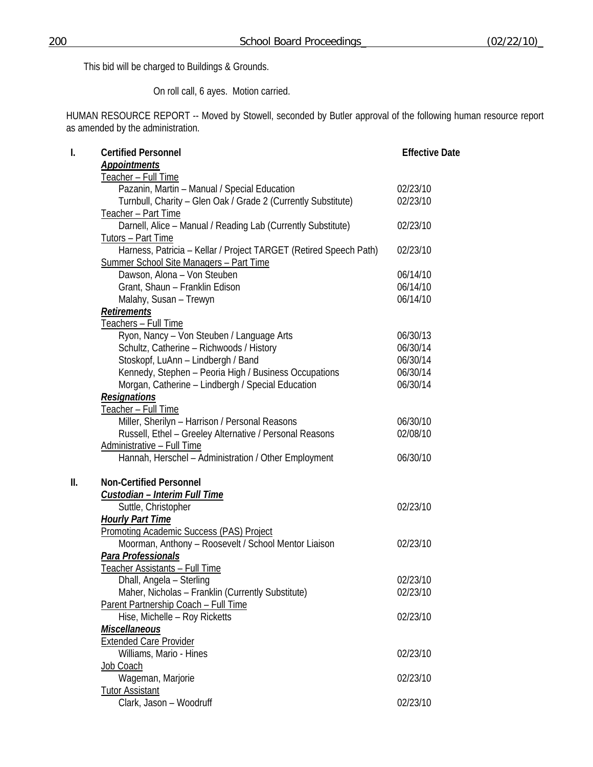This bid will be charged to Buildings & Grounds.

On roll call, 6 ayes. Motion carried.

HUMAN RESOURCE REPORT -- Moved by Stowell, seconded by Butler approval of the following human resource report as amended by the administration.

| | | Effective Date |
|---|---|---|
| **I.** | **Certified Personnel** | |
| | ***Appointments*** | |
| | Teacher – Full Time | |
| | Pazanin, Martin – Manual / Special Education | 02/23/10 |
| | Turnbull, Charity – Glen Oak / Grade 2 (Currently Substitute) | 02/23/10 |
| | Teacher – Part Time | |
| | Darnell, Alice – Manual / Reading Lab (Currently Substitute) | 02/23/10 |
| | Tutors – Part Time | |
| | Harness, Patricia – Kellar / Project TARGET (Retired Speech Path) | 02/23/10 |
| | Summer School Site Managers – Part Time | |
| | Dawson, Alona – Von Steuben | 06/14/10 |
| | Grant, Shaun – Franklin Edison | 06/14/10 |
| | Malahy, Susan – Trewyn | 06/14/10 |
| | ***Retirements*** | |
| | Teachers – Full Time | |
| | Ryon, Nancy – Von Steuben / Language Arts | 06/30/13 |
| | Schultz, Catherine – Richwoods / History | 06/30/14 |
| | Stoskopf, LuAnn – Lindbergh / Band | 06/30/14 |
| | Kennedy, Stephen – Peoria High / Business Occupations | 06/30/14 |
| | Morgan, Catherine – Lindbergh / Special Education | 06/30/14 |
| | ***Resignations*** | |
| | Teacher – Full Time | |
| | Miller, Sherilyn – Harrison / Personal Reasons | 06/30/10 |
| | Russell, Ethel – Greeley Alternative / Personal Reasons | 02/08/10 |
| | Administrative – Full Time | |
| | Hannah, Herschel – Administration / Other Employment | 06/30/10 |
| **II.** | **Non-Certified Personnel** | |
| | ***Custodian – Interim Full Time*** | |
| | Suttle, Christopher | 02/23/10 |
| | ***Hourly Part Time*** | |
| | Promoting Academic Success (PAS) Project | |
| | Moorman, Anthony – Roosevelt / School Mentor Liaison | 02/23/10 |
| | ***Para Professionals*** | |
| | Teacher Assistants – Full Time | |
| | Dhall, Angela – Sterling | 02/23/10 |
| | Maher, Nicholas – Franklin (Currently Substitute) | 02/23/10 |
| | Parent Partnership Coach – Full Time | |
| | Hise, Michelle – Roy Ricketts | 02/23/10 |
| | ***Miscellaneous*** | |
| | Extended Care Provider | |
| | Williams, Mario - Hines | 02/23/10 |
| | Job Coach | |
| | Wageman, Marjorie | 02/23/10 |
| | Tutor Assistant | |
| | Clark, Jason – Woodruff | 02/23/10 |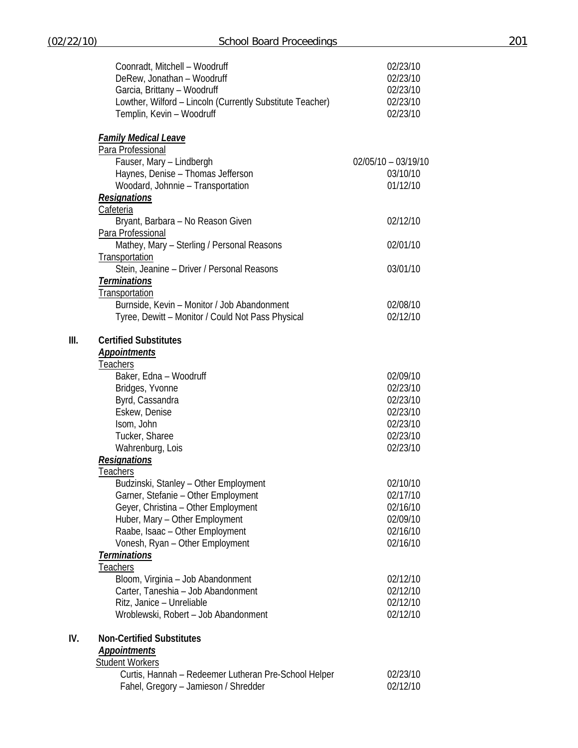| | |
|---|---|
| Coonradt, Mitchell – Woodruff | 02/23/10 |
| DeRew, Jonathan – Woodruff | 02/23/10 |
| Garcia, Brittany – Woodruff | 02/23/10 |
| Lowther, Wilford – Lincoln (Currently Substitute Teacher) | 02/23/10 |
| Templin, Kevin – Woodruff | 02/23/10 |

***Family Medical Leave***

Para Professional

| | |
|---|---|
| Fauser, Mary – Lindbergh | 02/05/10 – 03/19/10 |
| Haynes, Denise – Thomas Jefferson | 03/10/10 |
| Woodard, Johnnie – Transportation | 01/12/10 |

***Resignations***

Cafeteria

| | |
|---|---|
| Bryant, Barbara – No Reason Given | 02/12/10 |

Para Professional

| | |
|---|---|
| Mathey, Mary – Sterling / Personal Reasons | 02/01/10 |

Transportation

| | |
|---|---|
| Stein, Jeanine – Driver / Personal Reasons | 03/01/10 |

***Terminations***

Transportation

| | |
|---|---|
| Burnside, Kevin – Monitor / Job Abandonment | 02/08/10 |
| Tyree, Dewitt – Monitor / Could Not Pass Physical | 02/12/10 |

## III. Certified Substitutes

***Appointments***

Teachers

| | |
|---|---|
| Baker, Edna – Woodruff | 02/09/10 |
| Bridges, Yvonne | 02/23/10 |
| Byrd, Cassandra | 02/23/10 |
| Eskew, Denise | 02/23/10 |
| Isom, John | 02/23/10 |
| Tucker, Sharee | 02/23/10 |
| Wahrenburg, Lois | 02/23/10 |

***Resignations***

Teachers

| | |
|---|---|
| Budzinski, Stanley – Other Employment | 02/10/10 |
| Garner, Stefanie – Other Employment | 02/17/10 |
| Geyer, Christina – Other Employment | 02/16/10 |
| Huber, Mary – Other Employment | 02/09/10 |
| Raabe, Isaac – Other Employment | 02/16/10 |
| Vonesh, Ryan – Other Employment | 02/16/10 |

***Terminations***

Teachers

| | |
|---|---|
| Bloom, Virginia – Job Abandonment | 02/12/10 |
| Carter, Taneshia – Job Abandonment | 02/12/10 |
| Ritz, Janice – Unreliable | 02/12/10 |
| Wroblewski, Robert – Job Abandonment | 02/12/10 |

## IV. Non-Certified Substitutes

***Appointments***

Student Workers

| | |
|---|---|
| Curtis, Hannah – Redeemer Lutheran Pre-School Helper | 02/23/10 |
| Fahel, Gregory – Jamieson / Shredder | 02/12/10 |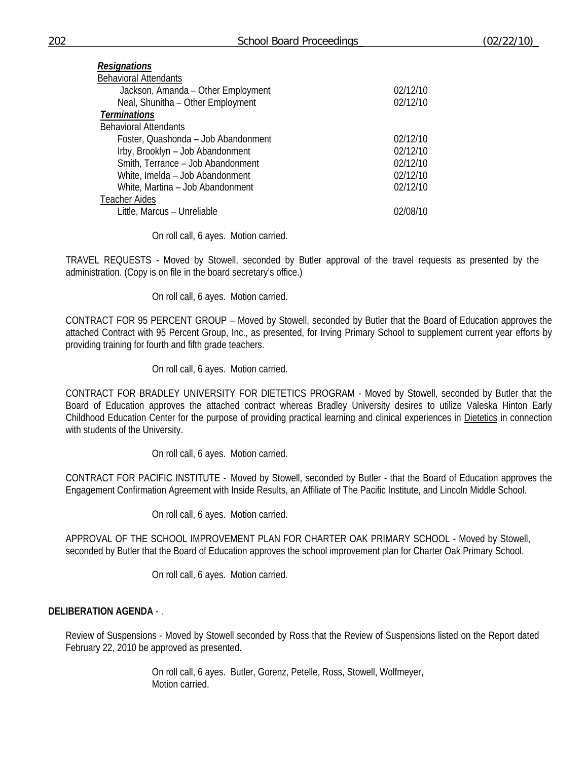***Resignations***

Behavioral Attendants

| | |
|---|---|
| Jackson, Amanda – Other Employment | 02/12/10 |
| Neal, Shunitha – Other Employment | 02/12/10 |

***Terminations***

Behavioral Attendants

| | |
|---|---|
| Foster, Quashonda – Job Abandonment | 02/12/10 |
| Irby, Brooklyn – Job Abandonment | 02/12/10 |
| Smith, Terrance – Job Abandonment | 02/12/10 |
| White, Imelda – Job Abandonment | 02/12/10 |
| White, Martina – Job Abandonment | 02/12/10 |

Teacher Aides

| | |
|---|---|
| Little, Marcus – Unreliable | 02/08/10 |

On roll call, 6 ayes. Motion carried.

TRAVEL REQUESTS - Moved by Stowell, seconded by Butler approval of the travel requests as presented by the administration. (Copy is on file in the board secretary's office.)

On roll call, 6 ayes. Motion carried.

CONTRACT FOR 95 PERCENT GROUP – Moved by Stowell, seconded by Butler that the Board of Education approves the attached Contract with 95 Percent Group, Inc., as presented, for Irving Primary School to supplement current year efforts by providing training for fourth and fifth grade teachers.

On roll call, 6 ayes. Motion carried.

CONTRACT FOR BRADLEY UNIVERSITY FOR DIETETICS PROGRAM - Moved by Stowell, seconded by Butler that the Board of Education approves the attached contract whereas Bradley University desires to utilize Valeska Hinton Early Childhood Education Center for the purpose of providing practical learning and clinical experiences in Dietetics in connection with students of the University.

On roll call, 6 ayes. Motion carried.

CONTRACT FOR PACIFIC INSTITUTE - Moved by Stowell, seconded by Butler - that the Board of Education approves the Engagement Confirmation Agreement with Inside Results, an Affiliate of The Pacific Institute, and Lincoln Middle School.

On roll call, 6 ayes. Motion carried.

APPROVAL OF THE SCHOOL IMPROVEMENT PLAN FOR CHARTER OAK PRIMARY SCHOOL - Moved by Stowell, seconded by Butler that the Board of Education approves the school improvement plan for Charter Oak Primary School.

On roll call, 6 ayes. Motion carried.

**DELIBERATION AGENDA** - .

Review of Suspensions - Moved by Stowell seconded by Ross that the Review of Suspensions listed on the Report dated February 22, 2010 be approved as presented.

On roll call, 6 ayes. Butler, Gorenz, Petelle, Ross, Stowell, Wolfmeyer,
Motion carried.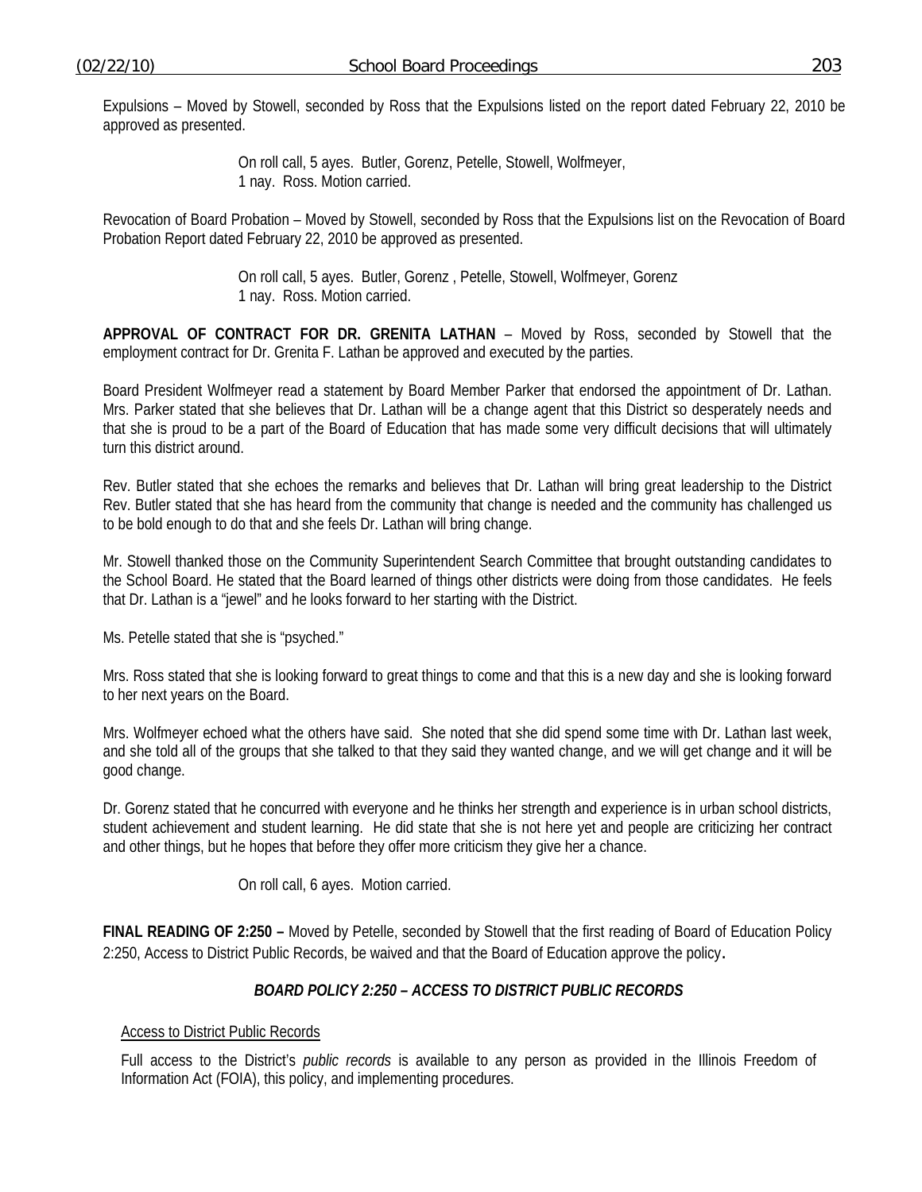Expulsions – Moved by Stowell, seconded by Ross that the Expulsions listed on the report dated February 22, 2010 be approved as presented.

On roll call, 5 ayes. Butler, Gorenz, Petelle, Stowell, Wolfmeyer,
1 nay. Ross. Motion carried.

Revocation of Board Probation – Moved by Stowell, seconded by Ross that the Expulsions list on the Revocation of Board Probation Report dated February 22, 2010 be approved as presented.

On roll call, 5 ayes. Butler, Gorenz , Petelle, Stowell, Wolfmeyer, Gorenz
1 nay. Ross. Motion carried.

**APPROVAL OF CONTRACT FOR DR. GRENITA LATHAN** – Moved by Ross, seconded by Stowell that the employment contract for Dr. Grenita F. Lathan be approved and executed by the parties.

Board President Wolfmeyer read a statement by Board Member Parker that endorsed the appointment of Dr. Lathan. Mrs. Parker stated that she believes that Dr. Lathan will be a change agent that this District so desperately needs and that she is proud to be a part of the Board of Education that has made some very difficult decisions that will ultimately turn this district around.

Rev. Butler stated that she echoes the remarks and believes that Dr. Lathan will bring great leadership to the District Rev. Butler stated that she has heard from the community that change is needed and the community has challenged us to be bold enough to do that and she feels Dr. Lathan will bring change.

Mr. Stowell thanked those on the Community Superintendent Search Committee that brought outstanding candidates to the School Board. He stated that the Board learned of things other districts were doing from those candidates. He feels that Dr. Lathan is a "jewel" and he looks forward to her starting with the District.

Ms. Petelle stated that she is "psyched."

Mrs. Ross stated that she is looking forward to great things to come and that this is a new day and she is looking forward to her next years on the Board.

Mrs. Wolfmeyer echoed what the others have said. She noted that she did spend some time with Dr. Lathan last week, and she told all of the groups that she talked to that they said they wanted change, and we will get change and it will be good change.

Dr. Gorenz stated that he concurred with everyone and he thinks her strength and experience is in urban school districts, student achievement and student learning. He did state that she is not here yet and people are criticizing her contract and other things, but he hopes that before they offer more criticism they give her a chance.

On roll call, 6 ayes. Motion carried.

**FINAL READING OF 2:250 –** Moved by Petelle, seconded by Stowell that the first reading of Board of Education Policy 2:250, Access to District Public Records, be waived and that the Board of Education approve the policy**.**

***BOARD POLICY 2:250 – ACCESS TO DISTRICT PUBLIC RECORDS***

Access to District Public Records

Full access to the District's *public records* is available to any person as provided in the Illinois Freedom of Information Act (FOIA), this policy, and implementing procedures.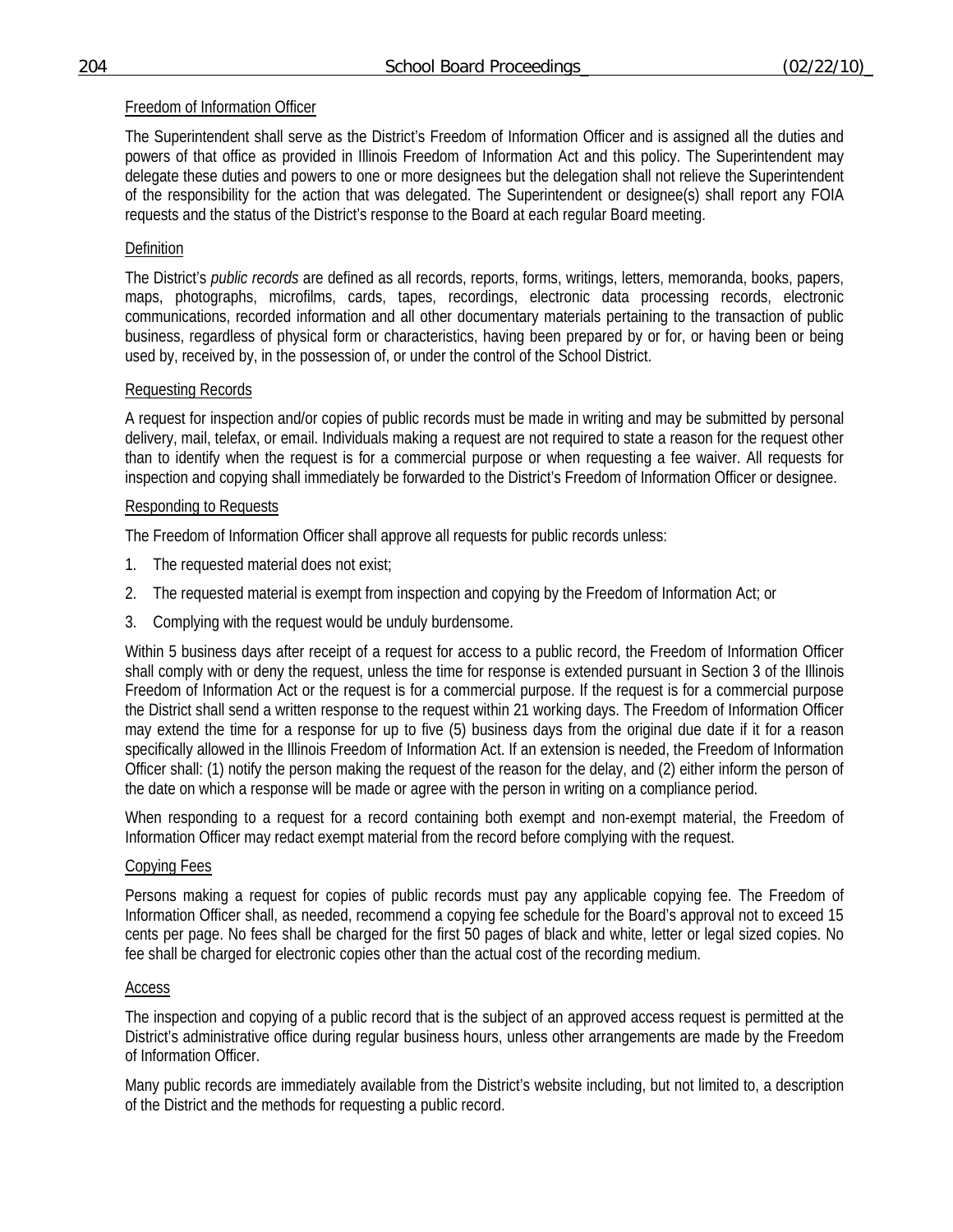## Freedom of Information Officer

The Superintendent shall serve as the District's Freedom of Information Officer and is assigned all the duties and powers of that office as provided in Illinois Freedom of Information Act and this policy. The Superintendent may delegate these duties and powers to one or more designees but the delegation shall not relieve the Superintendent of the responsibility for the action that was delegated. The Superintendent or designee(s) shall report any FOIA requests and the status of the District's response to the Board at each regular Board meeting.

## Definition

The District's *public records* are defined as all records, reports, forms, writings, letters, memoranda, books, papers, maps, photographs, microfilms, cards, tapes, recordings, electronic data processing records, electronic communications, recorded information and all other documentary materials pertaining to the transaction of public business, regardless of physical form or characteristics, having been prepared by or for, or having been or being used by, received by, in the possession of, or under the control of the School District.

## Requesting Records

A request for inspection and/or copies of public records must be made in writing and may be submitted by personal delivery, mail, telefax, or email. Individuals making a request are not required to state a reason for the request other than to identify when the request is for a commercial purpose or when requesting a fee waiver. All requests for inspection and copying shall immediately be forwarded to the District's Freedom of Information Officer or designee.

## Responding to Requests

The Freedom of Information Officer shall approve all requests for public records unless:

1. The requested material does not exist;
2. The requested material is exempt from inspection and copying by the Freedom of Information Act; or
3. Complying with the request would be unduly burdensome.

Within 5 business days after receipt of a request for access to a public record, the Freedom of Information Officer shall comply with or deny the request, unless the time for response is extended pursuant in Section 3 of the Illinois Freedom of Information Act or the request is for a commercial purpose. If the request is for a commercial purpose the District shall send a written response to the request within 21 working days. The Freedom of Information Officer may extend the time for a response for up to five (5) business days from the original due date if it for a reason specifically allowed in the Illinois Freedom of Information Act. If an extension is needed, the Freedom of Information Officer shall: (1) notify the person making the request of the reason for the delay, and (2) either inform the person of the date on which a response will be made or agree with the person in writing on a compliance period.

When responding to a request for a record containing both exempt and non-exempt material, the Freedom of Information Officer may redact exempt material from the record before complying with the request.

## Copying Fees

Persons making a request for copies of public records must pay any applicable copying fee. The Freedom of Information Officer shall, as needed, recommend a copying fee schedule for the Board's approval not to exceed 15 cents per page. No fees shall be charged for the first 50 pages of black and white, letter or legal sized copies. No fee shall be charged for electronic copies other than the actual cost of the recording medium.

## Access

The inspection and copying of a public record that is the subject of an approved access request is permitted at the District's administrative office during regular business hours, unless other arrangements are made by the Freedom of Information Officer.

Many public records are immediately available from the District's website including, but not limited to, a description of the District and the methods for requesting a public record.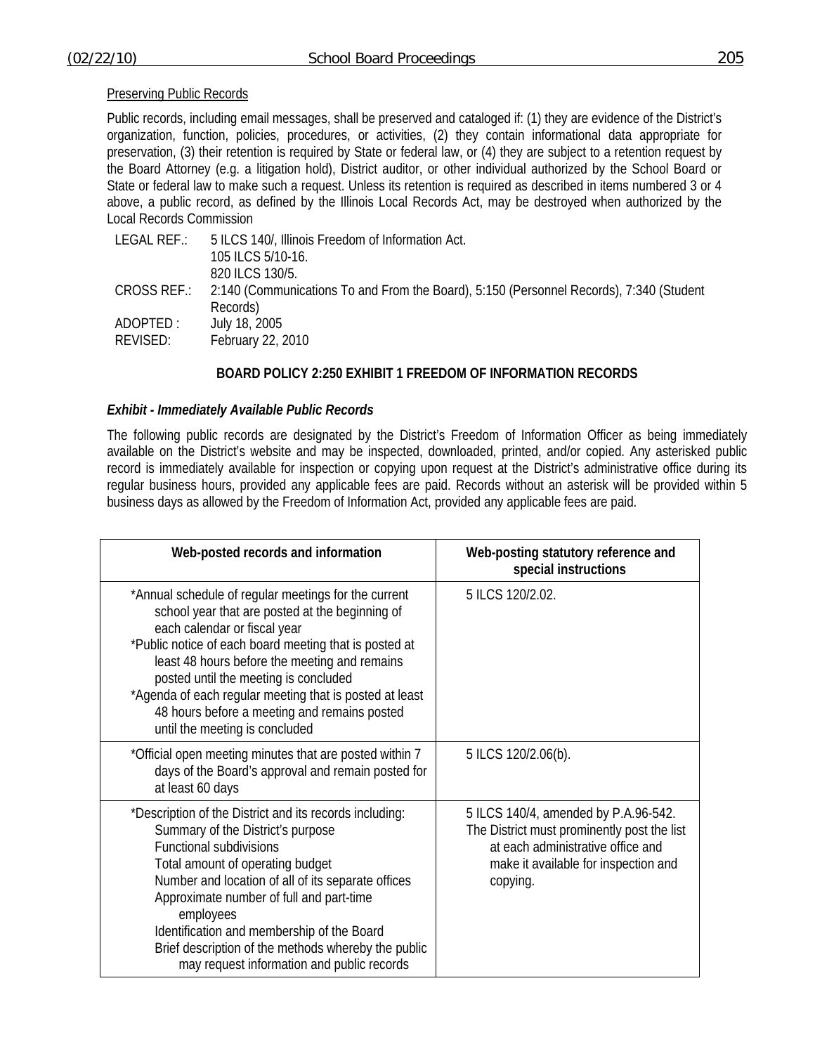Preserving Public Records

Public records, including email messages, shall be preserved and cataloged if: (1) they are evidence of the District's organization, function, policies, procedures, or activities, (2) they contain informational data appropriate for preservation, (3) their retention is required by State or federal law, or (4) they are subject to a retention request by the Board Attorney (e.g. a litigation hold), District auditor, or other individual authorized by the School Board or State or federal law to make such a request. Unless its retention is required as described in items numbered 3 or 4 above, a public record, as defined by the Illinois Local Records Act, may be destroyed when authorized by the Local Records Commission

LEGAL REF.: 5 ILCS 140/, Illinois Freedom of Information Act.
105 ILCS 5/10-16.
820 ILCS 130/5.

CROSS REF.: 2:140 (Communications To and From the Board), 5:150 (Personnel Records), 7:340 (Student Records)

ADOPTED : July 18, 2005

REVISED: February 22, 2010

**BOARD POLICY 2:250 EXHIBIT 1 FREEDOM OF INFORMATION RECORDS**

***Exhibit - Immediately Available Public Records***

The following public records are designated by the District's Freedom of Information Officer as being immediately available on the District's website and may be inspected, downloaded, printed, and/or copied. Any asterisked public record is immediately available for inspection or copying upon request at the District's administrative office during its regular business hours, provided any applicable fees are paid. Records without an asterisk will be provided within 5 business days as allowed by the Freedom of Information Act, provided any applicable fees are paid.

| Web-posted records and information | Web-posting statutory reference and special instructions |
|---|---|
| *Annual schedule of regular meetings for the current school year that are posted at the beginning of each calendar or fiscal year<br>*Public notice of each board meeting that is posted at least 48 hours before the meeting and remains posted until the meeting is concluded<br>*Agenda of each regular meeting that is posted at least 48 hours before a meeting and remains posted until the meeting is concluded | 5 ILCS 120/2.02. |
| *Official open meeting minutes that are posted within 7 days of the Board's approval and remain posted for at least 60 days | 5 ILCS 120/2.06(b). |
| *Description of the District and its records including:<br>Summary of the District's purpose<br>Functional subdivisions<br>Total amount of operating budget<br>Number and location of all of its separate offices<br>Approximate number of full and part-time employees<br>Identification and membership of the Board<br>Brief description of the methods whereby the public may request information and public records | 5 ILCS 140/4, amended by P.A.96-542. The District must prominently post the list at each administrative office and make it available for inspection and copying. |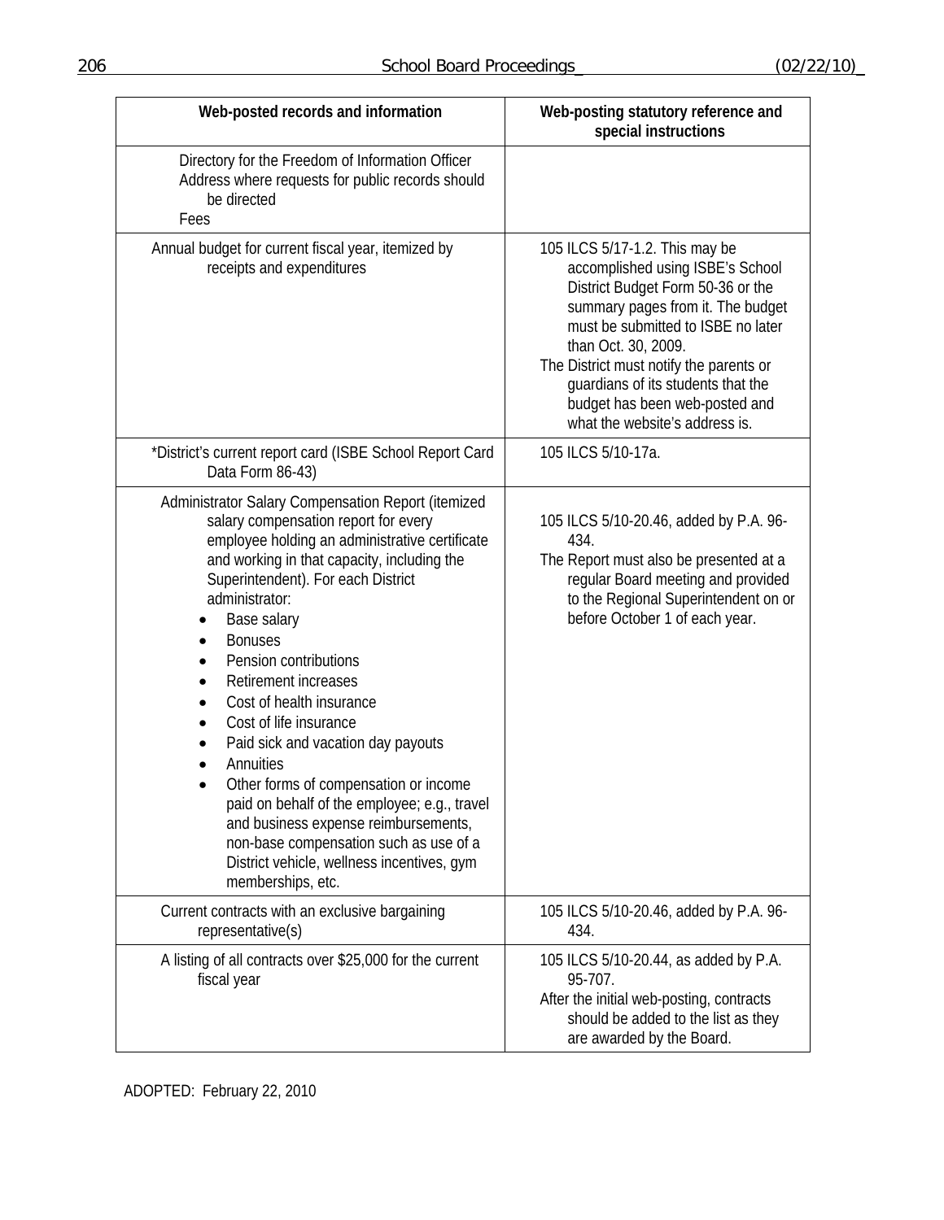| Web-posted records and information | Web-posting statutory reference and special instructions |
|---|---|
| Directory for the Freedom of Information Officer<br>Address where requests for public records should be directed<br>Fees | |
| Annual budget for current fiscal year, itemized by receipts and expenditures | 105 ILCS 5/17-1.2. This may be accomplished using ISBE's School District Budget Form 50-36 or the summary pages from it. The budget must be submitted to ISBE no later than Oct. 30, 2009.<br>The District must notify the parents or guardians of its students that the budget has been web-posted and what the website's address is. |
| *District's current report card (ISBE School Report Card Data Form 86-43) | 105 ILCS 5/10-17a. |
| Administrator Salary Compensation Report (itemized salary compensation report for every employee holding an administrative certificate and working in that capacity, including the Superintendent). For each District administrator:<br>• Base salary<br>• Bonuses<br>• Pension contributions<br>• Retirement increases<br>• Cost of health insurance<br>• Cost of life insurance<br>• Paid sick and vacation day payouts<br>• Annuities<br>• Other forms of compensation or income paid on behalf of the employee; e.g., travel and business expense reimbursements, non-base compensation such as use of a District vehicle, wellness incentives, gym memberships, etc. | 105 ILCS 5/10-20.46, added by P.A. 96-434.<br>The Report must also be presented at a regular Board meeting and provided to the Regional Superintendent on or before October 1 of each year. |
| Current contracts with an exclusive bargaining representative(s) | 105 ILCS 5/10-20.46, added by P.A. 96-434. |
| A listing of all contracts over $25,000 for the current fiscal year | 105 ILCS 5/10-20.44, as added by P.A. 95-707.<br>After the initial web-posting, contracts should be added to the list as they are awarded by the Board. |

ADOPTED: February 22, 2010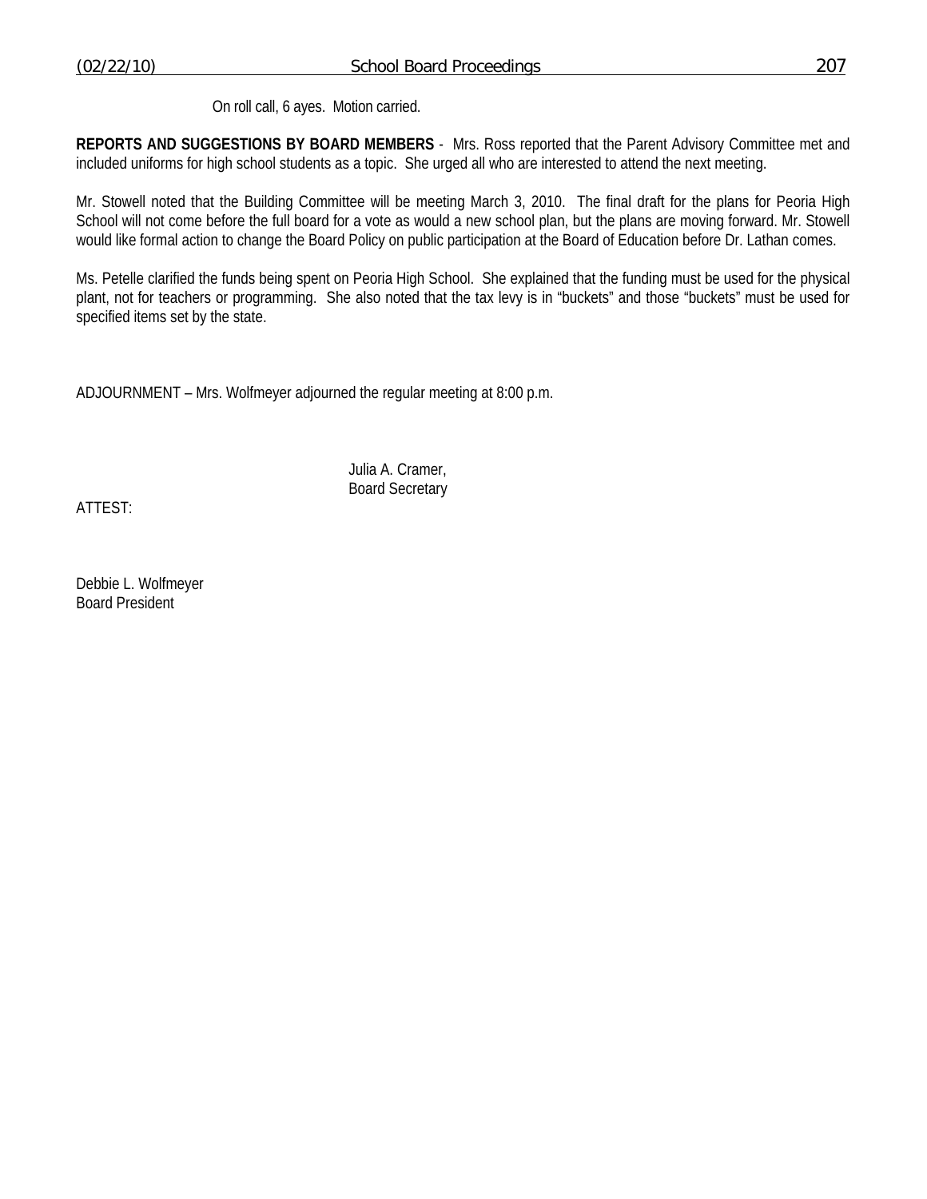On roll call, 6 ayes. Motion carried.

**REPORTS AND SUGGESTIONS BY BOARD MEMBERS** - Mrs. Ross reported that the Parent Advisory Committee met and included uniforms for high school students as a topic. She urged all who are interested to attend the next meeting.

Mr. Stowell noted that the Building Committee will be meeting March 3, 2010. The final draft for the plans for Peoria High School will not come before the full board for a vote as would a new school plan, but the plans are moving forward. Mr. Stowell would like formal action to change the Board Policy on public participation at the Board of Education before Dr. Lathan comes.

Ms. Petelle clarified the funds being spent on Peoria High School. She explained that the funding must be used for the physical plant, not for teachers or programming. She also noted that the tax levy is in "buckets" and those "buckets" must be used for specified items set by the state.

ADJOURNMENT – Mrs. Wolfmeyer adjourned the regular meeting at 8:00 p.m.

Julia A. Cramer,
Board Secretary

ATTEST:

Debbie L. Wolfmeyer
Board President